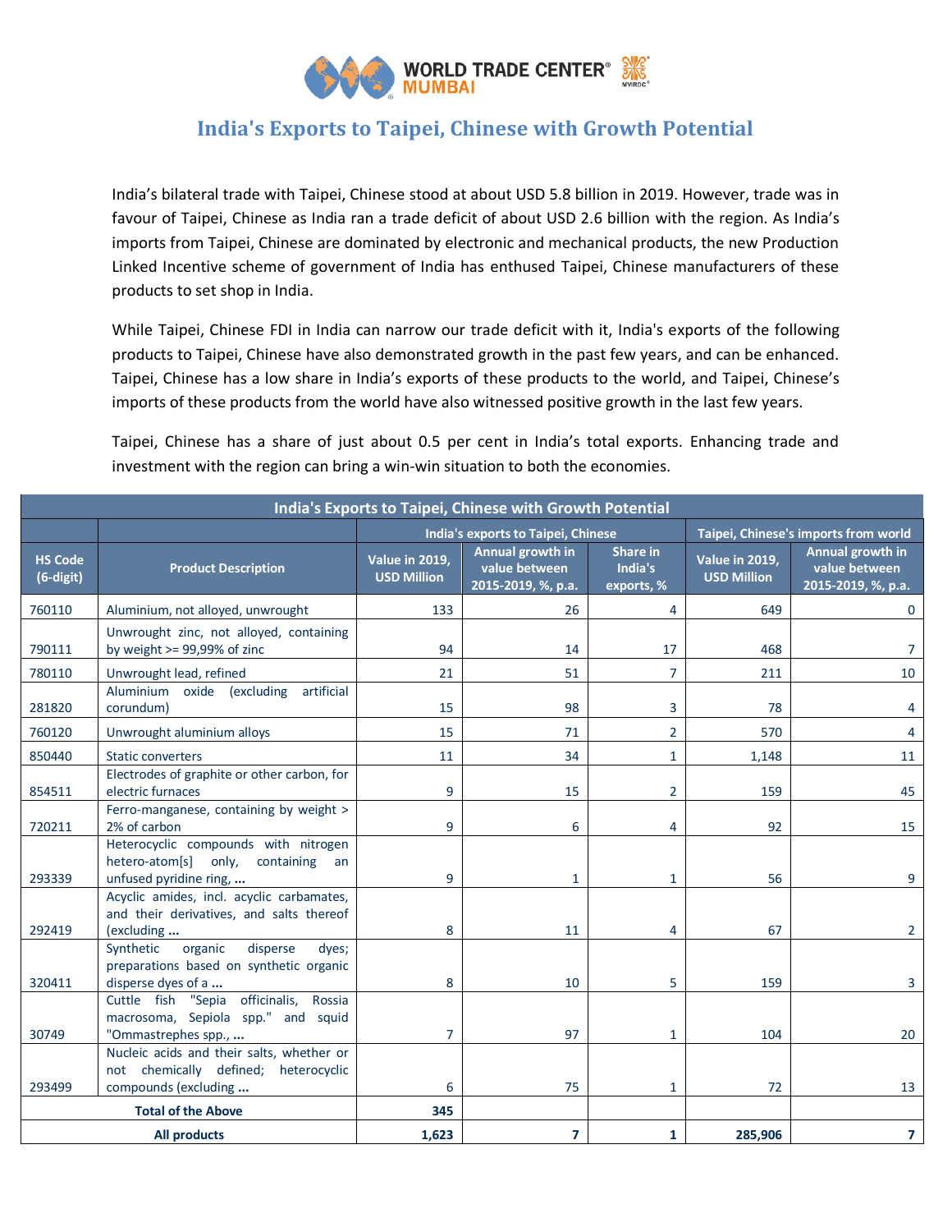# India's Exports to Taipei, Chinese with Growth Potential

India's bilateral trade with Taipei, Chinese stood at about USD 5.8 billion in 2019. However, trade was in favour of Taipei, Chinese as India ran a trade deficit of about USD 2.6 billion with the region. As India's imports from Taipei, Chinese are dominated by electronic and mechanical products, the new Production Linked Incentive scheme of government of India has enthused Taipei, Chinese manufacturers of these products to set shop in India.

While Taipei, Chinese FDI in India can narrow our trade deficit with it, India's exports of the following products to Taipei, Chinese have also demonstrated growth in the past few years, and can be enhanced. Taipei, Chinese has a low share in India's exports of these products to the world, and Taipei, Chinese's imports of these products from the world have also witnessed positive growth in the last few years.

Taipei, Chinese has a share of just about 0.5 per cent in India's total exports. Enhancing trade and investment with the region can bring a win-win situation to both the economies.

**India's Exports to Taipei, Chinese with Growth Potential**

| | | India's exports to Taipei, Chinese | | | Taipei, Chinese's imports from world | |
|---|---|---|---|---|---|---|
| **HS Code (6-digit)** | **Product Description** | **Value in 2019, USD Million** | **Annual growth in value between 2015-2019, %, p.a.** | **Share in India's exports, %** | **Value in 2019, USD Million** | **Annual growth in value between 2015-2019, %, p.a.** |
| 760110 | Aluminium, not alloyed, unwrought | 133 | 26 | 4 | 649 | 0 |
| 790111 | Unwrought zinc, not alloyed, containing by weight >= 99,99% of zinc | 94 | 14 | 17 | 468 | 7 |
| 780110 | Unwrought lead, refined | 21 | 51 | 7 | 211 | 10 |
| 281820 | Aluminium oxide (excluding artificial corundum) | 15 | 98 | 3 | 78 | 4 |
| 760120 | Unwrought aluminium alloys | 15 | 71 | 2 | 570 | 4 |
| 850440 | Static converters | 11 | 34 | 1 | 1,148 | 11 |
| 854511 | Electrodes of graphite or other carbon, for electric furnaces | 9 | 15 | 2 | 159 | 45 |
| 720211 | Ferro-manganese, containing by weight > 2% of carbon | 9 | 6 | 4 | 92 | 15 |
| 293339 | Heterocyclic compounds with nitrogen hetero-atom[s] only, containing an unfused pyridine ring, ... | 9 | 1 | 1 | 56 | 9 |
| 292419 | Acyclic amides, incl. acyclic carbamates, and their derivatives, and salts thereof (excluding ... | 8 | 11 | 4 | 67 | 2 |
| 320411 | Synthetic organic disperse dyes; preparations based on synthetic organic disperse dyes of a ... | 8 | 10 | 5 | 159 | 3 |
| 30749 | Cuttle fish "Sepia officinalis, Rossia macrosoma, Sepiola spp." and squid "Ommastrephes spp., ... | 7 | 97 | 1 | 104 | 20 |
| 293499 | Nucleic acids and their salts, whether or not chemically defined; heterocyclic compounds (excluding ... | 6 | 75 | 1 | 72 | 13 |
| **Total of the Above** | | **345** | | | | |
| **All products** | | **1,623** | **7** | **1** | **285,906** | **7** |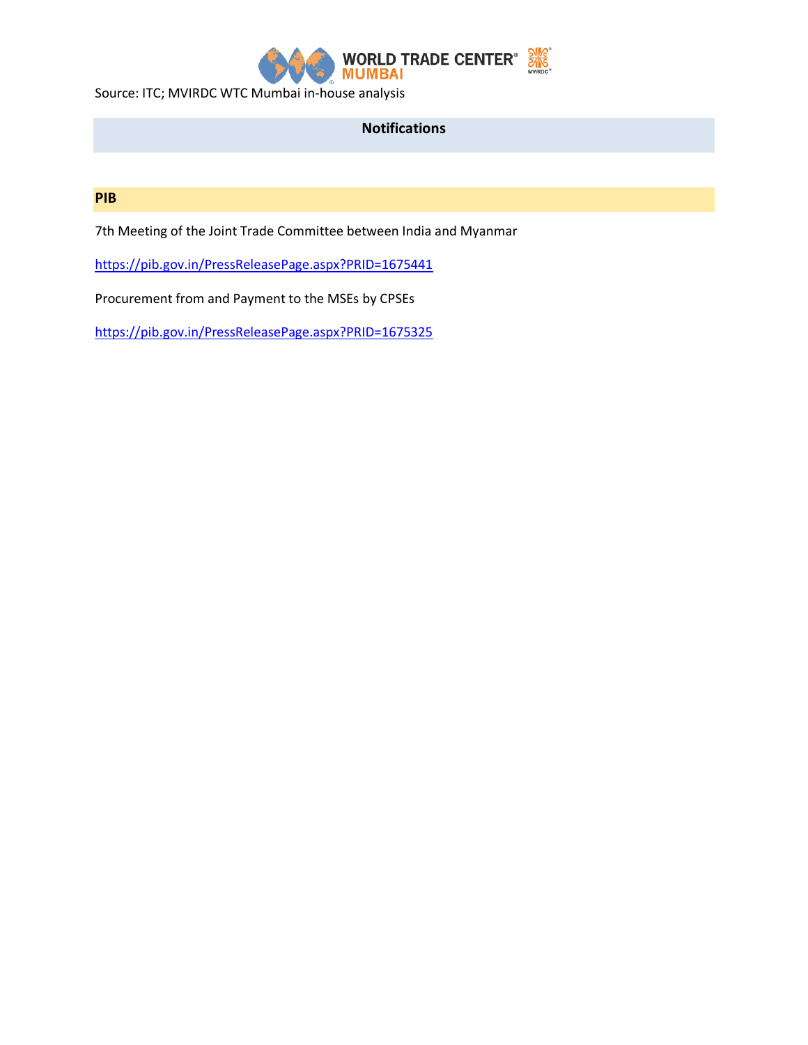Source: ITC; MVIRDC WTC Mumbai in-house analysis

## Notifications

### PIB

7th Meeting of the Joint Trade Committee between India and Myanmar

https://pib.gov.in/PressReleasePage.aspx?PRID=1675441

Procurement from and Payment to the MSEs by CPSEs

https://pib.gov.in/PressReleasePage.aspx?PRID=1675325